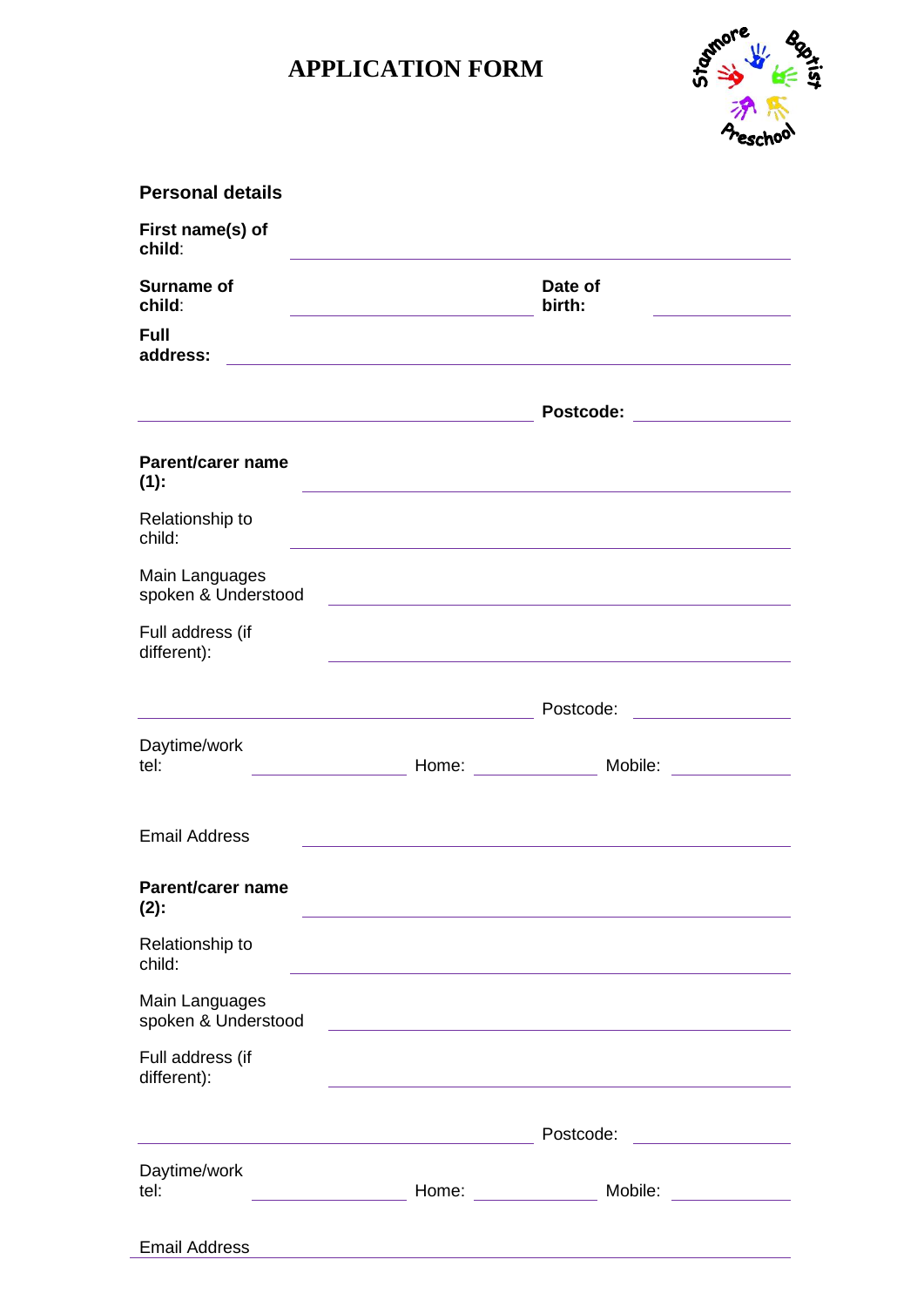# APPLICATION FORM

Stanmore Baptist Preschool

## Personal details

**First name(s) of child**: ______________________________

**Surname of child**: ______________________ **Date of birth:** ______________

**Full address:** ______________________________

______________________________ **Postcode:** ______________

**Parent/carer name (1):** ______________________________

Relationship to child: ______________________________

Main Languages spoken & Understood ______________________________

Full address (if different): ______________________________

______________________________ Postcode: ______________

Daytime/work tel: ______________ Home: ______________ Mobile: ______________

Email Address ______________________________

**Parent/carer name (2):** ______________________________

Relationship to child: ______________________________

Main Languages spoken & Understood ______________________________

Full address (if different): ______________________________

______________________________ Postcode: ______________

Daytime/work tel: ______________ Home: ______________ Mobile: ______________

Email Address ______________________________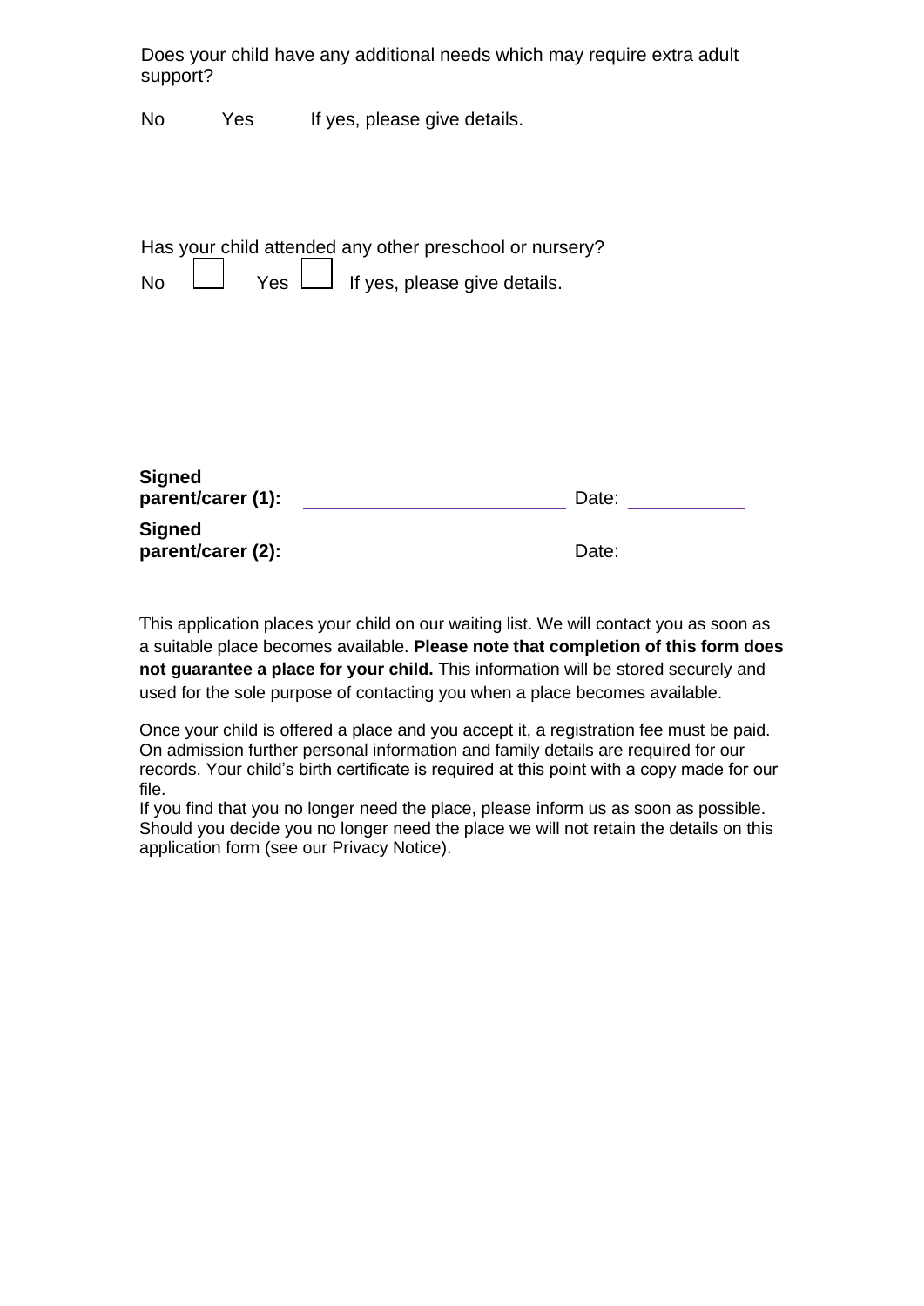Does your child have any additional needs which may require extra adult support?

No  Yes  If yes, please give details.

Has your child attended any other preschool or nursery?

No ☐  Yes ☐  If yes, please give details.

**Signed parent/carer (1):** ____________________ Date: __________

**Signed parent/carer (2):** ____________________ Date: __________

This application places your child on our waiting list. We will contact you as soon as a suitable place becomes available. **Please note that completion of this form does not guarantee a place for your child.** This information will be stored securely and used for the sole purpose of contacting you when a place becomes available.

Once your child is offered a place and you accept it, a registration fee must be paid. On admission further personal information and family details are required for our records. Your child's birth certificate is required at this point with a copy made for our file.
If you find that you no longer need the place, please inform us as soon as possible. Should you decide you no longer need the place we will not retain the details on this application form (see our Privacy Notice).